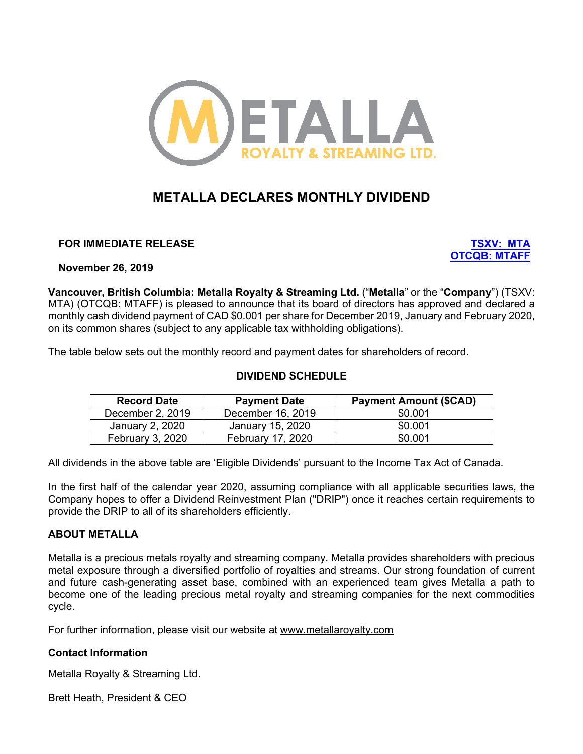# METALLA DECLARES MONTHLY DIVIDEND

**FOR IMMEDIATE RELEASE**

**TSXV: MTA**
**OTCQB: MTAFF**

**November 26, 2019**

**Vancouver, British Columbia: Metalla Royalty & Streaming Ltd.** ("**Metalla**" or the "**Company**") (TSXV: MTA) (OTCQB: MTAFF) is pleased to announce that its board of directors has approved and declared a monthly cash dividend payment of CAD $0.001 per share for December 2019, January and February 2020, on its common shares (subject to any applicable tax withholding obligations).

The table below sets out the monthly record and payment dates for shareholders of record.

**DIVIDEND SCHEDULE**

| Record Date | Payment Date | Payment Amount ($CAD) |
|---|---|---|
| December 2, 2019 | December 16, 2019 | $0.001 |
| January 2, 2020 | January 15, 2020 | $0.001 |
| February 3, 2020 | February 17, 2020 | $0.001 |

All dividends in the above table are 'Eligible Dividends' pursuant to the Income Tax Act of Canada.

In the first half of the calendar year 2020, assuming compliance with all applicable securities laws, the Company hopes to offer a Dividend Reinvestment Plan ("DRIP") once it reaches certain requirements to provide the DRIP to all of its shareholders efficiently.

## ABOUT METALLA

Metalla is a precious metals royalty and streaming company. Metalla provides shareholders with precious metal exposure through a diversified portfolio of royalties and streams. Our strong foundation of current and future cash-generating asset base, combined with an experienced team gives Metalla a path to become one of the leading precious metal royalty and streaming companies for the next commodities cycle.

For further information, please visit our website at www.metallaroyalty.com

### Contact Information

Metalla Royalty & Streaming Ltd.

Brett Heath, President & CEO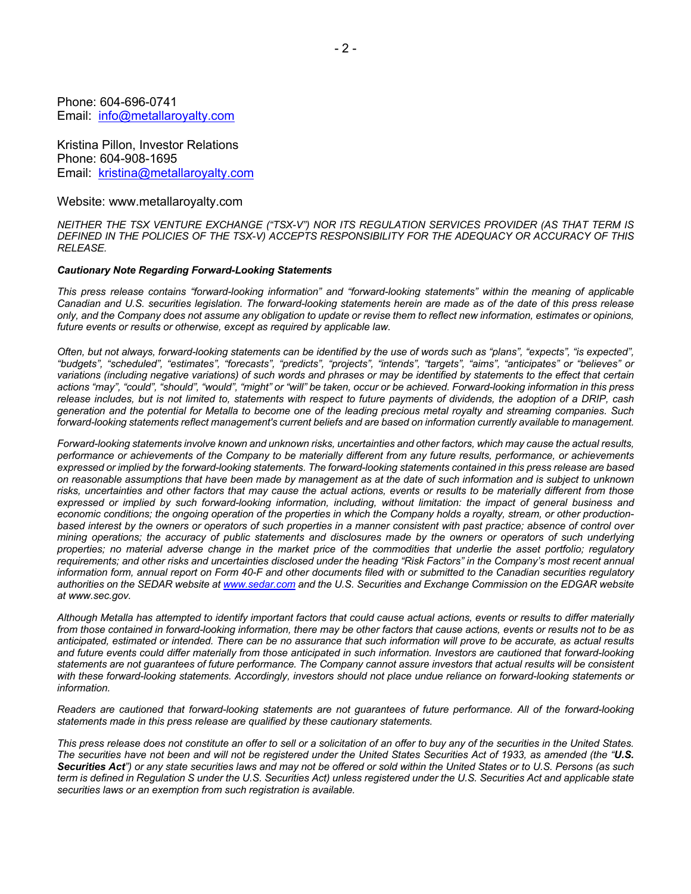Phone: 604-696-0741
Email: info@metallaroyalty.com

Kristina Pillon, Investor Relations
Phone: 604-908-1695
Email: kristina@metallaroyalty.com

Website: www.metallaroyalty.com

*NEITHER THE TSX VENTURE EXCHANGE ("TSX-V") NOR ITS REGULATION SERVICES PROVIDER (AS THAT TERM IS DEFINED IN THE POLICIES OF THE TSX-V) ACCEPTS RESPONSIBILITY FOR THE ADEQUACY OR ACCURACY OF THIS RELEASE.*

***Cautionary Note Regarding Forward-Looking Statements***

*This press release contains "forward-looking information" and "forward-looking statements" within the meaning of applicable Canadian and U.S. securities legislation. The forward-looking statements herein are made as of the date of this press release only, and the Company does not assume any obligation to update or revise them to reflect new information, estimates or opinions, future events or results or otherwise, except as required by applicable law.*

*Often, but not always, forward-looking statements can be identified by the use of words such as "plans", "expects", "is expected", "budgets", "scheduled", "estimates", "forecasts", "predicts", "projects", "intends", "targets", "aims", "anticipates" or "believes" or variations (including negative variations) of such words and phrases or may be identified by statements to the effect that certain actions "may", "could", "should", "would", "might" or "will" be taken, occur or be achieved. Forward-looking information in this press release includes, but is not limited to, statements with respect to future payments of dividends, the adoption of a DRIP, cash generation and the potential for Metalla to become one of the leading precious metal royalty and streaming companies. Such forward-looking statements reflect management's current beliefs and are based on information currently available to management.*

*Forward-looking statements involve known and unknown risks, uncertainties and other factors, which may cause the actual results, performance or achievements of the Company to be materially different from any future results, performance, or achievements expressed or implied by the forward-looking statements. The forward-looking statements contained in this press release are based on reasonable assumptions that have been made by management as at the date of such information and is subject to unknown risks, uncertainties and other factors that may cause the actual actions, events or results to be materially different from those expressed or implied by such forward-looking information, including, without limitation: the impact of general business and economic conditions; the ongoing operation of the properties in which the Company holds a royalty, stream, or other production-based interest by the owners or operators of such properties in a manner consistent with past practice; absence of control over mining operations; the accuracy of public statements and disclosures made by the owners or operators of such underlying properties; no material adverse change in the market price of the commodities that underlie the asset portfolio; regulatory requirements; and other risks and uncertainties disclosed under the heading "Risk Factors" in the Company's most recent annual information form, annual report on Form 40-F and other documents filed with or submitted to the Canadian securities regulatory authorities on the SEDAR website at www.sedar.com and the U.S. Securities and Exchange Commission on the EDGAR website at www.sec.gov.*

*Although Metalla has attempted to identify important factors that could cause actual actions, events or results to differ materially from those contained in forward-looking information, there may be other factors that cause actions, events or results not to be as anticipated, estimated or intended. There can be no assurance that such information will prove to be accurate, as actual results and future events could differ materially from those anticipated in such information. Investors are cautioned that forward-looking statements are not guarantees of future performance. The Company cannot assure investors that actual results will be consistent with these forward-looking statements. Accordingly, investors should not place undue reliance on forward-looking statements or information.*

*Readers are cautioned that forward-looking statements are not guarantees of future performance. All of the forward-looking statements made in this press release are qualified by these cautionary statements.*

*This press release does not constitute an offer to sell or a solicitation of an offer to buy any of the securities in the United States. The securities have not been and will not be registered under the United States Securities Act of 1933, as amended (the "**U.S. Securities Act**") or any state securities laws and may not be offered or sold within the United States or to U.S. Persons (as such term is defined in Regulation S under the U.S. Securities Act) unless registered under the U.S. Securities Act and applicable state securities laws or an exemption from such registration is available.*